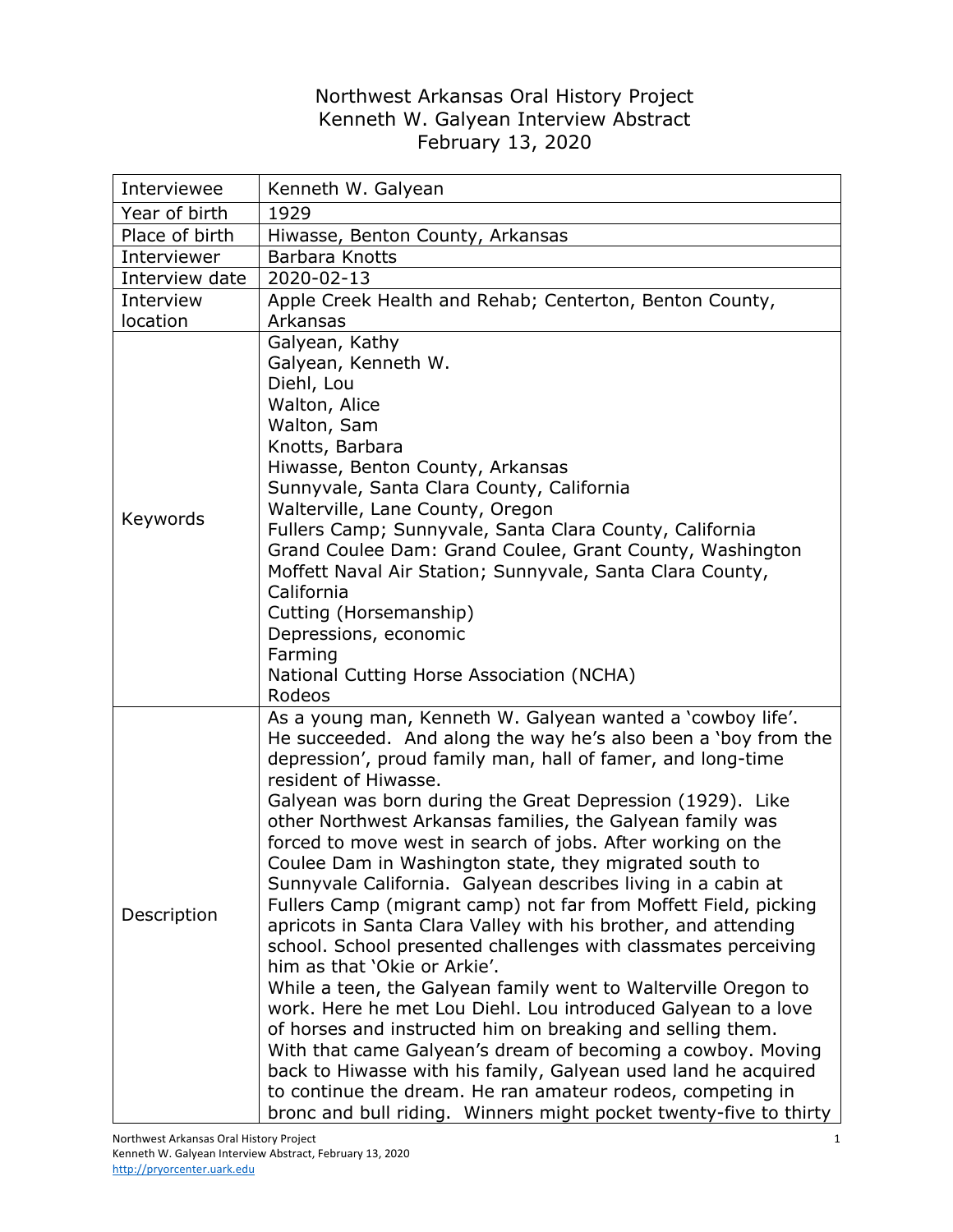# Northwest Arkansas Oral History Project
# Kenneth W. Galyean Interview Abstract
# February 13, 2020

| | |
|---|---|
| Interviewee | Kenneth W. Galyean |
| Year of birth | 1929 |
| Place of birth | Hiwasse, Benton County, Arkansas |
| Interviewer | Barbara Knotts |
| Interview date | 2020-02-13 |
| Interview location | Apple Creek Health and Rehab; Centerton, Benton County, Arkansas |
| Keywords | Galyean, Kathy<br>Galyean, Kenneth W.<br>Diehl, Lou<br>Walton, Alice<br>Walton, Sam<br>Knotts, Barbara<br>Hiwasse, Benton County, Arkansas<br>Sunnyvale, Santa Clara County, California<br>Walterville, Lane County, Oregon<br>Fullers Camp; Sunnyvale, Santa Clara County, California<br>Grand Coulee Dam: Grand Coulee, Grant County, Washington<br>Moffett Naval Air Station; Sunnyvale, Santa Clara County, California<br>Cutting (Horsemanship)<br>Depressions, economic<br>Farming<br>National Cutting Horse Association (NCHA)<br>Rodeos |
| Description | As a young man, Kenneth W. Galyean wanted a 'cowboy life'. He succeeded. And along the way he's also been a 'boy from the depression', proud family man, hall of famer, and long-time resident of Hiwasse.<br>Galyean was born during the Great Depression (1929). Like other Northwest Arkansas families, the Galyean family was forced to move west in search of jobs. After working on the Coulee Dam in Washington state, they migrated south to Sunnyvale California. Galyean describes living in a cabin at Fullers Camp (migrant camp) not far from Moffett Field, picking apricots in Santa Clara Valley with his brother, and attending school. School presented challenges with classmates perceiving him as that 'Okie or Arkie'.<br>While a teen, the Galyean family went to Walterville Oregon to work. Here he met Lou Diehl. Lou introduced Galyean to a love of horses and instructed him on breaking and selling them. With that came Galyean's dream of becoming a cowboy. Moving back to Hiwasse with his family, Galyean used land he acquired to continue the dream. He ran amateur rodeos, competing in bronc and bull riding. Winners might pocket twenty-five to thirty |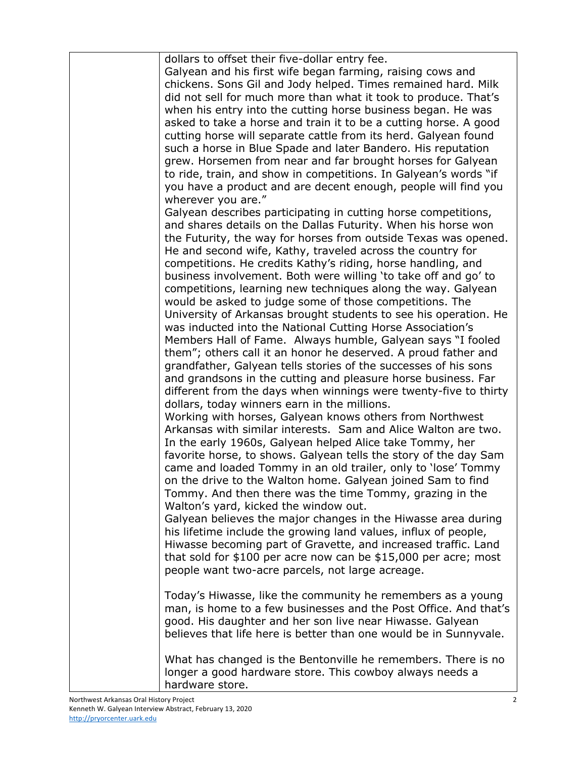dollars to offset their five-dollar entry fee.
Galyean and his first wife began farming, raising cows and chickens. Sons Gil and Jody helped. Times remained hard. Milk did not sell for much more than what it took to produce. That's when his entry into the cutting horse business began. He was asked to take a horse and train it to be a cutting horse. A good cutting horse will separate cattle from its herd. Galyean found such a horse in Blue Spade and later Bandero. His reputation grew. Horsemen from near and far brought horses for Galyean to ride, train, and show in competitions. In Galyean's words "if you have a product and are decent enough, people will find you wherever you are."
Galyean describes participating in cutting horse competitions, and shares details on the Dallas Futurity. When his horse won the Futurity, the way for horses from outside Texas was opened. He and second wife, Kathy, traveled across the country for competitions. He credits Kathy's riding, horse handling, and business involvement. Both were willing 'to take off and go' to competitions, learning new techniques along the way. Galyean would be asked to judge some of those competitions. The University of Arkansas brought students to see his operation. He was inducted into the National Cutting Horse Association's Members Hall of Fame. Always humble, Galyean says "I fooled them"; others call it an honor he deserved. A proud father and grandfather, Galyean tells stories of the successes of his sons and grandsons in the cutting and pleasure horse business. Far different from the days when winnings were twenty-five to thirty dollars, today winners earn in the millions.
Working with horses, Galyean knows others from Northwest Arkansas with similar interests. Sam and Alice Walton are two. In the early 1960s, Galyean helped Alice take Tommy, her favorite horse, to shows. Galyean tells the story of the day Sam came and loaded Tommy in an old trailer, only to 'lose' Tommy on the drive to the Walton home. Galyean joined Sam to find Tommy. And then there was the time Tommy, grazing in the Walton's yard, kicked the window out.
Galyean believes the major changes in the Hiwasse area during his lifetime include the growing land values, influx of people, Hiwasse becoming part of Gravette, and increased traffic. Land that sold for $100 per acre now can be $15,000 per acre; most people want two-acre parcels, not large acreage.

Today's Hiwasse, like the community he remembers as a young man, is home to a few businesses and the Post Office. And that's good. His daughter and her son live near Hiwasse. Galyean believes that life here is better than one would be in Sunnyvale.

What has changed is the Bentonville he remembers. There is no longer a good hardware store. This cowboy always needs a hardware store.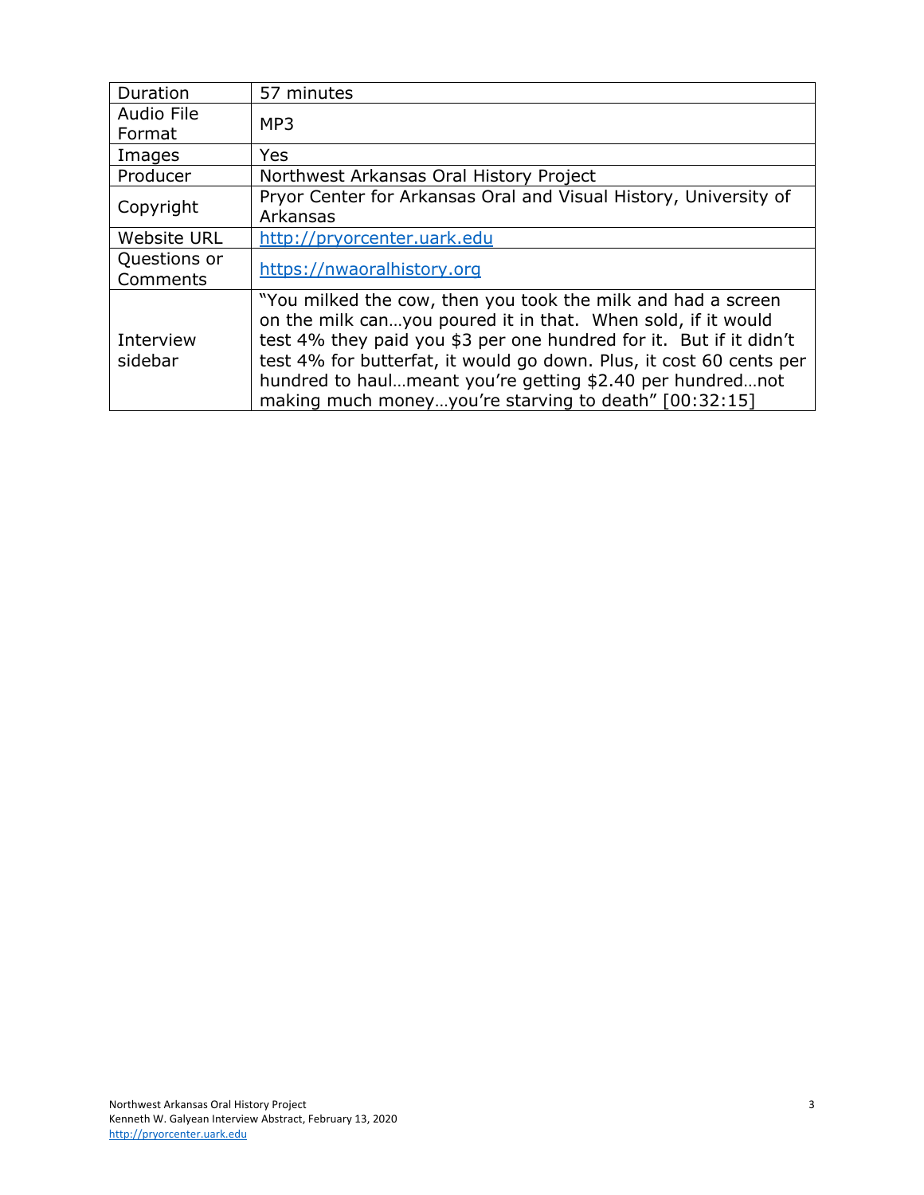| | |
|---|---|
| Duration | 57 minutes |
| Audio File Format | MP3 |
| Images | Yes |
| Producer | Northwest Arkansas Oral History Project |
| Copyright | Pryor Center for Arkansas Oral and Visual History, University of Arkansas |
| Website URL | http://pryorcenter.uark.edu |
| Questions or Comments | https://nwaoralhistory.org |
| Interview sidebar | "You milked the cow, then you took the milk and had a screen on the milk can…you poured it in that. When sold, if it would test 4% they paid you $3 per one hundred for it. But if it didn't test 4% for butterfat, it would go down. Plus, it cost 60 cents per hundred to haul…meant you're getting $2.40 per hundred…not making much money…you're starving to death" [00:32:15] |